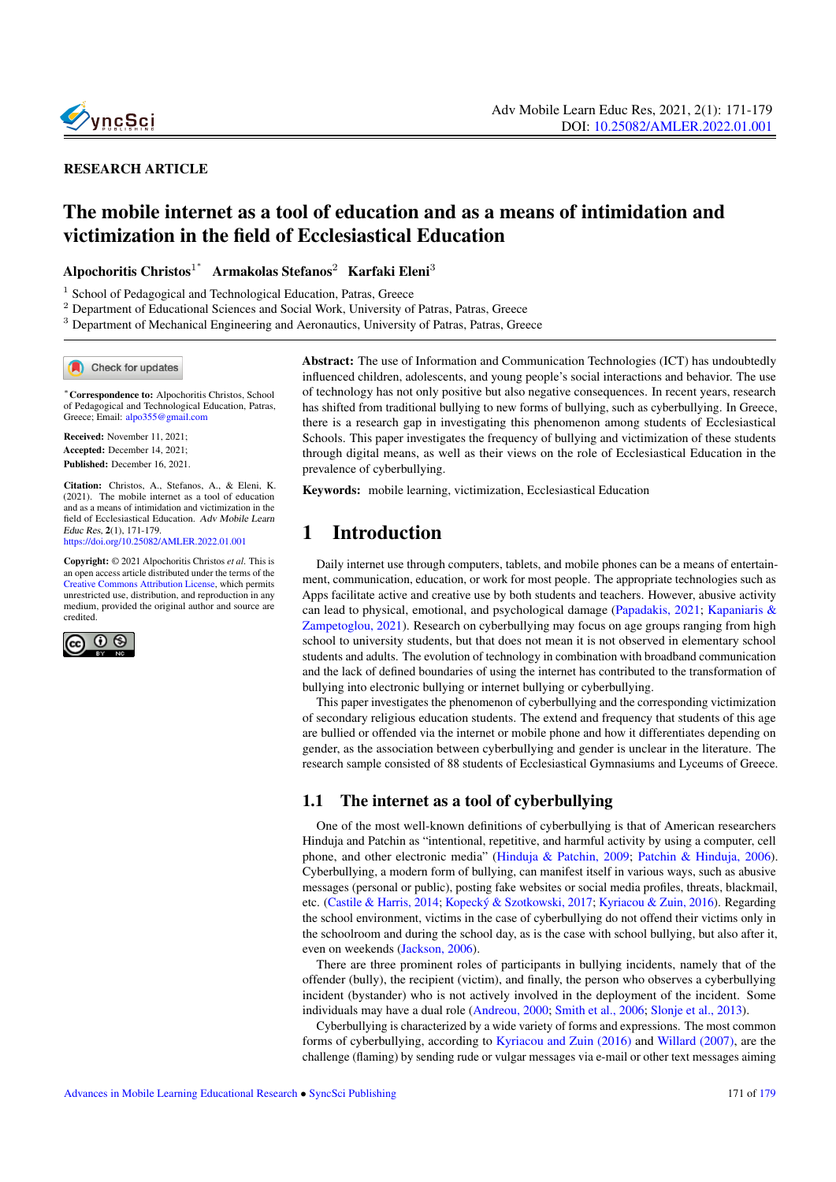RESEARCH ARTICLE

# The mobile internet as a tool of education and as a means of intimidation and victimization in the field of Ecclesiastical Education

**Alpochoritis Christos**[1*] **Armakolas Stefanos**[2] **Karfaki Eleni**[3]

[1] School of Pedagogical and Technological Education, Patras, Greece
[2] Department of Educational Sciences and Social Work, University of Patras, Patras, Greece
[3] Department of Mechanical Engineering and Aeronautics, University of Patras, Patras, Greece

[*]**Correspondence to:** Alpochoritis Christos, School of Pedagogical and Technological Education, Patras, Greece; Email: alpo355@gmail.com

**Received:** November 11, 2021;
**Accepted:** December 14, 2021;
**Published:** December 16, 2021.

**Citation:** Christos, A., Stefanos, A., & Eleni, K. (2021). The mobile internet as a tool of education and as a means of intimidation and victimization in the field of Ecclesiastical Education. *Adv Mobile Learn Educ Res*, **2**(1), 171-179. https://doi.org/10.25082/AMLER.2022.01.001

**Copyright:** © 2021 Alpochoritis Christos *et al.* This is an open access article distributed under the terms of the Creative Commons Attribution License, which permits unrestricted use, distribution, and reproduction in any medium, provided the original author and source are credited.

**Abstract:** The use of Information and Communication Technologies (ICT) has undoubtedly influenced children, adolescents, and young people's social interactions and behavior. The use of technology has not only positive but also negative consequences. In recent years, research has shifted from traditional bullying to new forms of bullying, such as cyberbullying. In Greece, there is a research gap in investigating this phenomenon among students of Ecclesiastical Schools. This paper investigates the frequency of bullying and victimization of these students through digital means, as well as their views on the role of Ecclesiastical Education in the prevalence of cyberbullying.

**Keywords:** mobile learning, victimization, Ecclesiastical Education

## 1 Introduction

Daily internet use through computers, tablets, and mobile phones can be a means of entertainment, communication, education, or work for most people. The appropriate technologies such as Apps facilitate active and creative use by both students and teachers. However, abusive activity can lead to physical, emotional, and psychological damage (Papadakis, 2021; Kapaniaris & Zampetoglou, 2021). Research on cyberbullying may focus on age groups ranging from high school to university students, but that does not mean it is not observed in elementary school students and adults. The evolution of technology in combination with broadband communication and the lack of defined boundaries of using the internet has contributed to the transformation of bullying into electronic bullying or internet bullying or cyberbullying.

This paper investigates the phenomenon of cyberbullying and the corresponding victimization of secondary religious education students. The extend and frequency that students of this age are bullied or offended via the internet or mobile phone and how it differentiates depending on gender, as the association between cyberbullying and gender is unclear in the literature. The research sample consisted of 88 students of Ecclesiastical Gymnasiums and Lyceums of Greece.

### 1.1 The internet as a tool of cyberbullying

One of the most well-known definitions of cyberbullying is that of American researchers Hinduja and Patchin as "intentional, repetitive, and harmful activity by using a computer, cell phone, and other electronic media" (Hinduja & Patchin, 2009; Patchin & Hinduja, 2006). Cyberbullying, a modern form of bullying, can manifest itself in various ways, such as abusive messages (personal or public), posting fake websites or social media profiles, threats, blackmail, etc. (Castile & Harris, 2014; Kopecký & Szotkowski, 2017; Kyriacou & Zuin, 2016). Regarding the school environment, victims in the case of cyberbullying do not offend their victims only in the schoolroom and during the school day, as is the case with school bullying, but also after it, even on weekends (Jackson, 2006).

There are three prominent roles of participants in bullying incidents, namely that of the offender (bully), the recipient (victim), and finally, the person who observes a cyberbullying incident (bystander) who is not actively involved in the deployment of the incident. Some individuals may have a dual role (Andreou, 2000; Smith et al., 2006; Slonje et al., 2013).

Cyberbullying is characterized by a wide variety of forms and expressions. The most common forms of cyberbullying, according to Kyriacou and Zuin (2016) and Willard (2007), are the challenge (flaming) by sending rude or vulgar messages via e-mail or other text messages aiming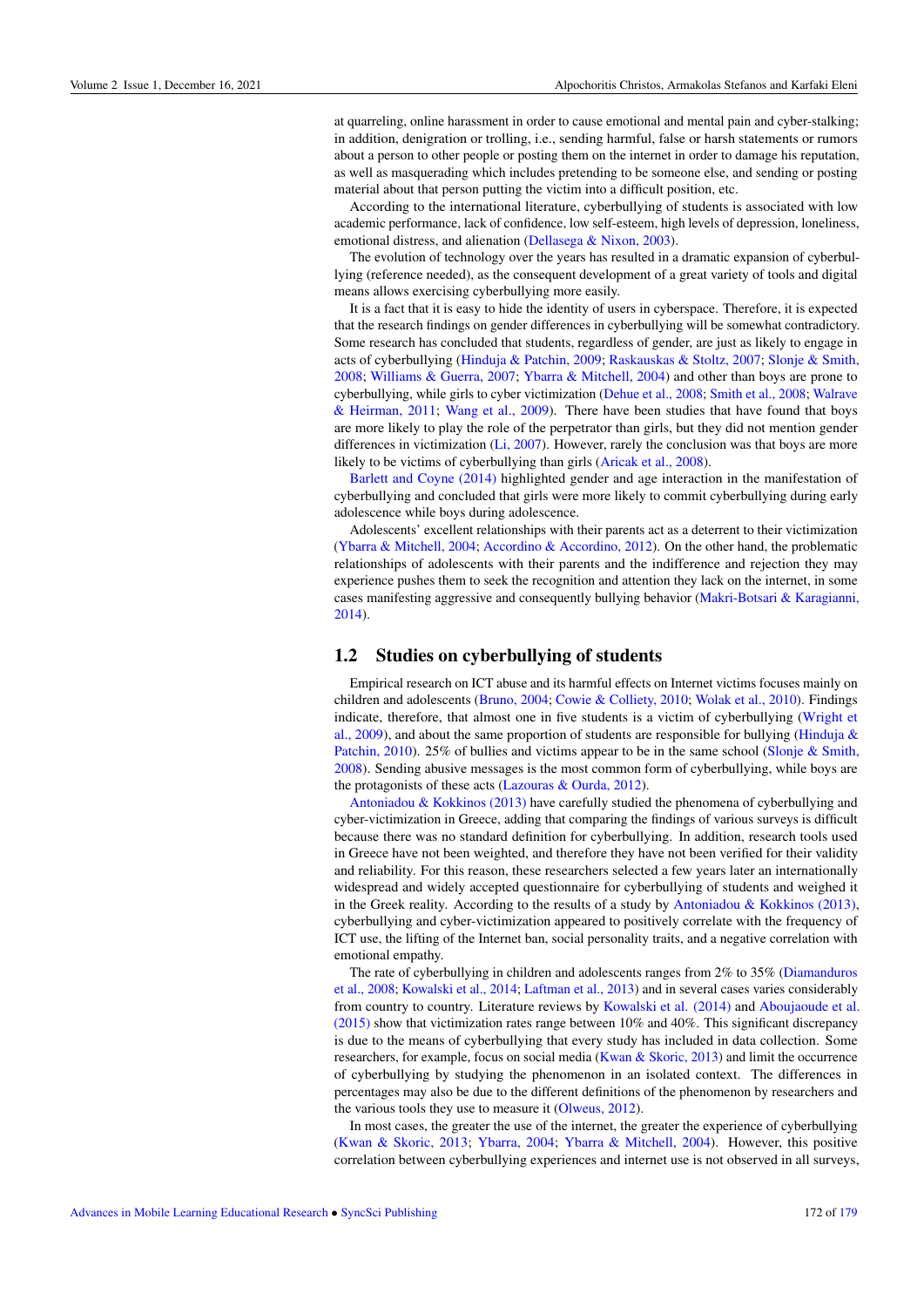at quarreling, online harassment in order to cause emotional and mental pain and cyber-stalking; in addition, denigration or trolling, i.e., sending harmful, false or harsh statements or rumors about a person to other people or posting them on the internet in order to damage his reputation, as well as masquerading which includes pretending to be someone else, and sending or posting material about that person putting the victim into a difficult position, etc.

According to the international literature, cyberbullying of students is associated with low academic performance, lack of confidence, low self-esteem, high levels of depression, loneliness, emotional distress, and alienation (Dellasega & Nixon, 2003).

The evolution of technology over the years has resulted in a dramatic expansion of cyberbullying (reference needed), as the consequent development of a great variety of tools and digital means allows exercising cyberbullying more easily.

It is a fact that it is easy to hide the identity of users in cyberspace. Therefore, it is expected that the research findings on gender differences in cyberbullying will be somewhat contradictory. Some research has concluded that students, regardless of gender, are just as likely to engage in acts of cyberbullying (Hinduja & Patchin, 2009; Raskauskas & Stoltz, 2007; Slonje & Smith, 2008; Williams & Guerra, 2007; Ybarra & Mitchell, 2004) and other than boys are prone to cyberbullying, while girls to cyber victimization (Dehue et al., 2008; Smith et al., 2008; Walrave & Heirman, 2011; Wang et al., 2009). There have been studies that have found that boys are more likely to play the role of the perpetrator than girls, but they did not mention gender differences in victimization (Li, 2007). However, rarely the conclusion was that boys are more likely to be victims of cyberbullying than girls (Aricak et al., 2008).

Barlett and Coyne (2014) highlighted gender and age interaction in the manifestation of cyberbullying and concluded that girls were more likely to commit cyberbullying during early adolescence while boys during adolescence.

Adolescents' excellent relationships with their parents act as a deterrent to their victimization (Ybarra & Mitchell, 2004; Accordino & Accordino, 2012). On the other hand, the problematic relationships of adolescents with their parents and the indifference and rejection they may experience pushes them to seek the recognition and attention they lack on the internet, in some cases manifesting aggressive and consequently bullying behavior (Makri-Botsari & Karagianni, 2014).

## 1.2 Studies on cyberbullying of students

Empirical research on ICT abuse and its harmful effects on Internet victims focuses mainly on children and adolescents (Bruno, 2004; Cowie & Colliety, 2010; Wolak et al., 2010). Findings indicate, therefore, that almost one in five students is a victim of cyberbullying (Wright et al., 2009), and about the same proportion of students are responsible for bullying (Hinduja & Patchin, 2010). 25% of bullies and victims appear to be in the same school (Slonje & Smith, 2008). Sending abusive messages is the most common form of cyberbullying, while boys are the protagonists of these acts (Lazouras & Ourda, 2012).

Antoniadou & Kokkinos (2013) have carefully studied the phenomena of cyberbullying and cyber-victimization in Greece, adding that comparing the findings of various surveys is difficult because there was no standard definition for cyberbullying. In addition, research tools used in Greece have not been weighted, and therefore they have not been verified for their validity and reliability. For this reason, these researchers selected a few years later an internationally widespread and widely accepted questionnaire for cyberbullying of students and weighed it in the Greek reality. According to the results of a study by Antoniadou & Kokkinos (2013), cyberbullying and cyber-victimization appeared to positively correlate with the frequency of ICT use, the lifting of the Internet ban, social personality traits, and a negative correlation with emotional empathy.

The rate of cyberbullying in children and adolescents ranges from 2% to 35% (Diamanduros et al., 2008; Kowalski et al., 2014; Laftman et al., 2013) and in several cases varies considerably from country to country. Literature reviews by Kowalski et al. (2014) and Aboujaoude et al. (2015) show that victimization rates range between 10% and 40%. This significant discrepancy is due to the means of cyberbullying that every study has included in data collection. Some researchers, for example, focus on social media (Kwan & Skoric, 2013) and limit the occurrence of cyberbullying by studying the phenomenon in an isolated context. The differences in percentages may also be due to the different definitions of the phenomenon by researchers and the various tools they use to measure it (Olweus, 2012).

In most cases, the greater the use of the internet, the greater the experience of cyberbullying (Kwan & Skoric, 2013; Ybarra, 2004; Ybarra & Mitchell, 2004). However, this positive correlation between cyberbullying experiences and internet use is not observed in all surveys,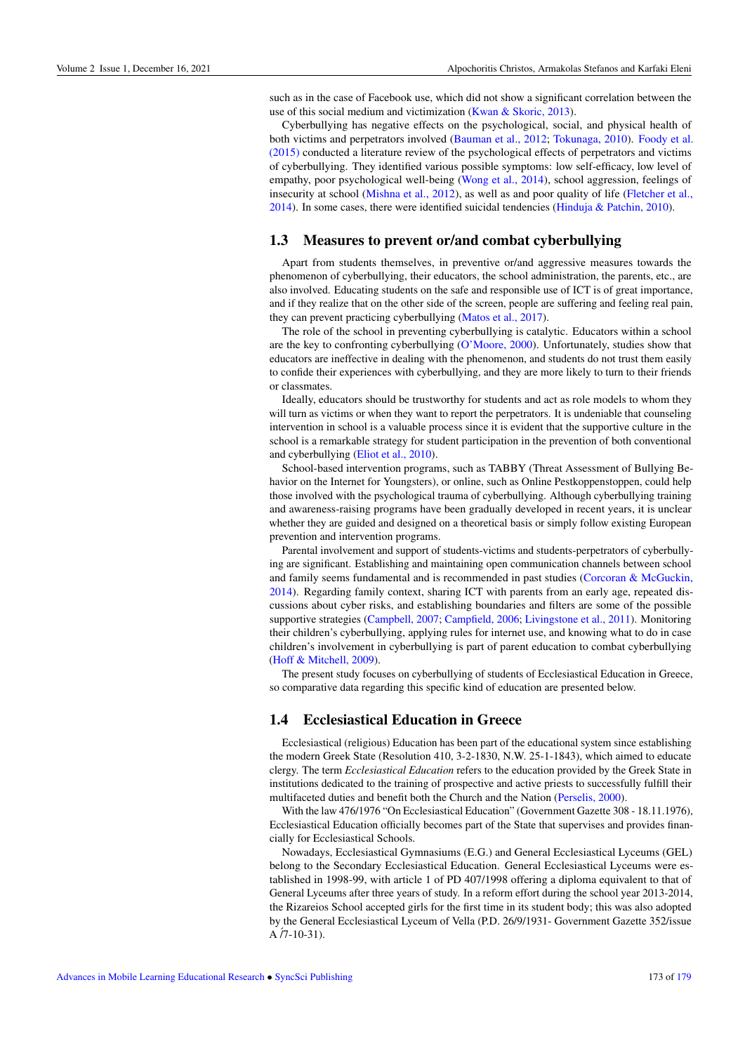such as in the case of Facebook use, which did not show a significant correlation between the use of this social medium and victimization (Kwan & Skoric, 2013).

Cyberbullying has negative effects on the psychological, social, and physical health of both victims and perpetrators involved (Bauman et al., 2012; Tokunaga, 2010). Foody et al. (2015) conducted a literature review of the psychological effects of perpetrators and victims of cyberbullying. They identified various possible symptoms: low self-efficacy, low level of empathy, poor psychological well-being (Wong et al., 2014), school aggression, feelings of insecurity at school (Mishna et al., 2012), as well as and poor quality of life (Fletcher et al., 2014). In some cases, there were identified suicidal tendencies (Hinduja & Patchin, 2010).

## 1.3 Measures to prevent or/and combat cyberbullying

Apart from students themselves, in preventive or/and aggressive measures towards the phenomenon of cyberbullying, their educators, the school administration, the parents, etc., are also involved. Educating students on the safe and responsible use of ICT is of great importance, and if they realize that on the other side of the screen, people are suffering and feeling real pain, they can prevent practicing cyberbullying (Matos et al., 2017).

The role of the school in preventing cyberbullying is catalytic. Educators within a school are the key to confronting cyberbullying (O'Moore, 2000). Unfortunately, studies show that educators are ineffective in dealing with the phenomenon, and students do not trust them easily to confide their experiences with cyberbullying, and they are more likely to turn to their friends or classmates.

Ideally, educators should be trustworthy for students and act as role models to whom they will turn as victims or when they want to report the perpetrators. It is undeniable that counseling intervention in school is a valuable process since it is evident that the supportive culture in the school is a remarkable strategy for student participation in the prevention of both conventional and cyberbullying (Eliot et al., 2010).

School-based intervention programs, such as TABBY (Threat Assessment of Bullying Behavior on the Internet for Youngsters), or online, such as Online Pestkoppenstoppen, could help those involved with the psychological trauma of cyberbullying. Although cyberbullying training and awareness-raising programs have been gradually developed in recent years, it is unclear whether they are guided and designed on a theoretical basis or simply follow existing European prevention and intervention programs.

Parental involvement and support of students-victims and students-perpetrators of cyberbullying are significant. Establishing and maintaining open communication channels between school and family seems fundamental and is recommended in past studies (Corcoran & McGuckin, 2014). Regarding family context, sharing ICT with parents from an early age, repeated discussions about cyber risks, and establishing boundaries and filters are some of the possible supportive strategies (Campbell, 2007; Campfield, 2006; Livingstone et al., 2011). Monitoring their children's cyberbullying, applying rules for internet use, and knowing what to do in case children's involvement in cyberbullying is part of parent education to combat cyberbullying (Hoff & Mitchell, 2009).

The present study focuses on cyberbullying of students of Ecclesiastical Education in Greece, so comparative data regarding this specific kind of education are presented below.

## 1.4 Ecclesiastical Education in Greece

Ecclesiastical (religious) Education has been part of the educational system since establishing the modern Greek State (Resolution 410, 3-2-1830, N.W. 25-1-1843), which aimed to educate clergy. The term *Ecclesiastical Education* refers to the education provided by the Greek State in institutions dedicated to the training of prospective and active priests to successfully fulfill their multifaceted duties and benefit both the Church and the Nation (Perselis, 2000).

With the law 476/1976 "On Ecclesiastical Education" (Government Gazette 308 - 18.11.1976), Ecclesiastical Education officially becomes part of the State that supervises and provides financially for Ecclesiastical Schools.

Nowadays, Ecclesiastical Gymnasiums (E.G.) and General Ecclesiastical Lyceums (GEL) belong to the Secondary Ecclesiastical Education. General Ecclesiastical Lyceums were established in 1998-99, with article 1 of PD 407/1998 offering a diploma equivalent to that of General Lyceums after three years of study. In a reform effort during the school year 2013-2014, the Rizareios School accepted girls for the first time in its student body; this was also adopted by the General Ecclesiastical Lyceum of Vella (P.D. 26/9/1931- Government Gazette 352/issue Ά/7-10-31).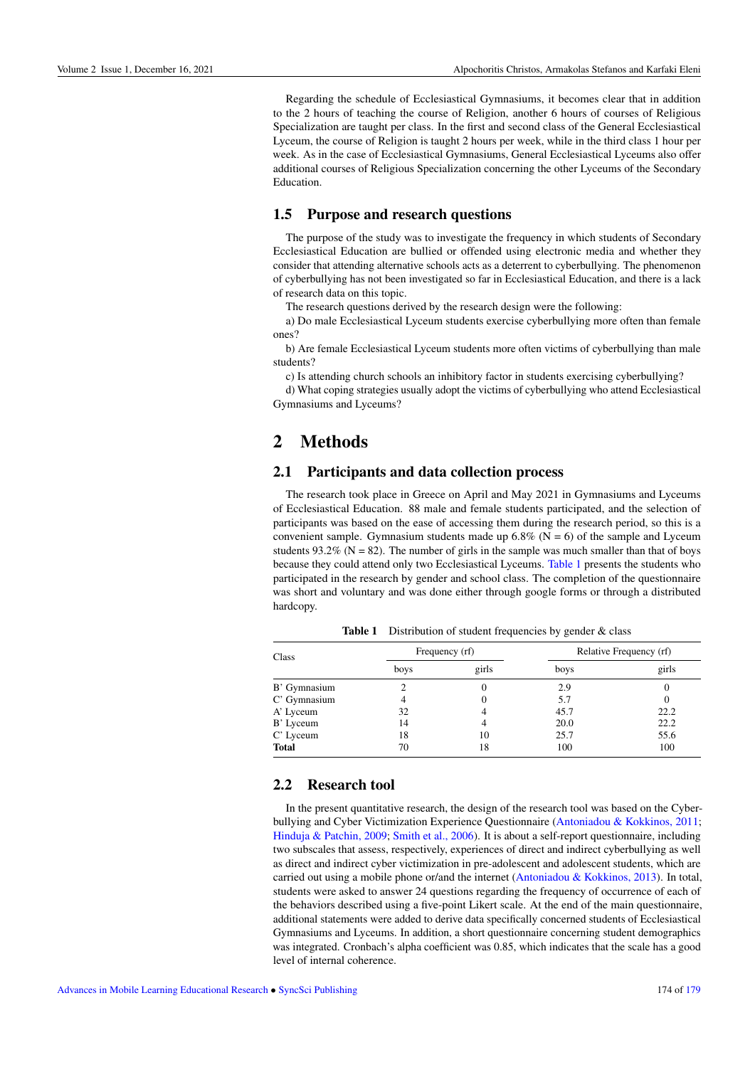Regarding the schedule of Ecclesiastical Gymnasiums, it becomes clear that in addition to the 2 hours of teaching the course of Religion, another 6 hours of courses of Religious Specialization are taught per class. In the first and second class of the General Ecclesiastical Lyceum, the course of Religion is taught 2 hours per week, while in the third class 1 hour per week. As in the case of Ecclesiastical Gymnasiums, General Ecclesiastical Lyceums also offer additional courses of Religious Specialization concerning the other Lyceums of the Secondary Education.

### 1.5 Purpose and research questions

The purpose of the study was to investigate the frequency in which students of Secondary Ecclesiastical Education are bullied or offended using electronic media and whether they consider that attending alternative schools acts as a deterrent to cyberbullying. The phenomenon of cyberbullying has not been investigated so far in Ecclesiastical Education, and there is a lack of research data on this topic.

The research questions derived by the research design were the following:

a) Do male Ecclesiastical Lyceum students exercise cyberbullying more often than female ones?

b) Are female Ecclesiastical Lyceum students more often victims of cyberbullying than male students?

c) Is attending church schools an inhibitory factor in students exercising cyberbullying?

d) What coping strategies usually adopt the victims of cyberbullying who attend Ecclesiastical Gymnasiums and Lyceums?

## 2 Methods

### 2.1 Participants and data collection process

The research took place in Greece on April and May 2021 in Gymnasiums and Lyceums of Ecclesiastical Education. 88 male and female students participated, and the selection of participants was based on the ease of accessing them during the research period, so this is a convenient sample. Gymnasium students made up 6.8% (N = 6) of the sample and Lyceum students 93.2% (N = 82). The number of girls in the sample was much smaller than that of boys because they could attend only two Ecclesiastical Lyceums. Table 1 presents the students who participated in the research by gender and school class. The completion of the questionnaire was short and voluntary and was done either through google forms or through a distributed hardcopy.

**Table 1** Distribution of student frequencies by gender & class

| Class | Frequency (rf) | | Relative Frequency (rf) | |
|---|---|---|---|---|
| | boys | girls | boys | girls |
| B' Gymnasium | 2 | 0 | 2.9 | 0 |
| C' Gymnasium | 4 | 0 | 5.7 | 0 |
| A' Lyceum | 32 | 4 | 45.7 | 22.2 |
| B' Lyceum | 14 | 4 | 20.0 | 22.2 |
| C' Lyceum | 18 | 10 | 25.7 | 55.6 |
| **Total** | 70 | 18 | 100 | 100 |

### 2.2 Research tool

In the present quantitative research, the design of the research tool was based on the Cyberbullying and Cyber Victimization Experience Questionnaire (Antoniadou & Kokkinos, 2011; Hinduja & Patchin, 2009; Smith et al., 2006). It is about a self-report questionnaire, including two subscales that assess, respectively, experiences of direct and indirect cyberbullying as well as direct and indirect cyber victimization in pre-adolescent and adolescent students, which are carried out using a mobile phone or/and the internet (Antoniadou & Kokkinos, 2013). In total, students were asked to answer 24 questions regarding the frequency of occurrence of each of the behaviors described using a five-point Likert scale. At the end of the main questionnaire, additional statements were added to derive data specifically concerned students of Ecclesiastical Gymnasiums and Lyceums. In addition, a short questionnaire concerning student demographics was integrated. Cronbach's alpha coefficient was 0.85, which indicates that the scale has a good level of internal coherence.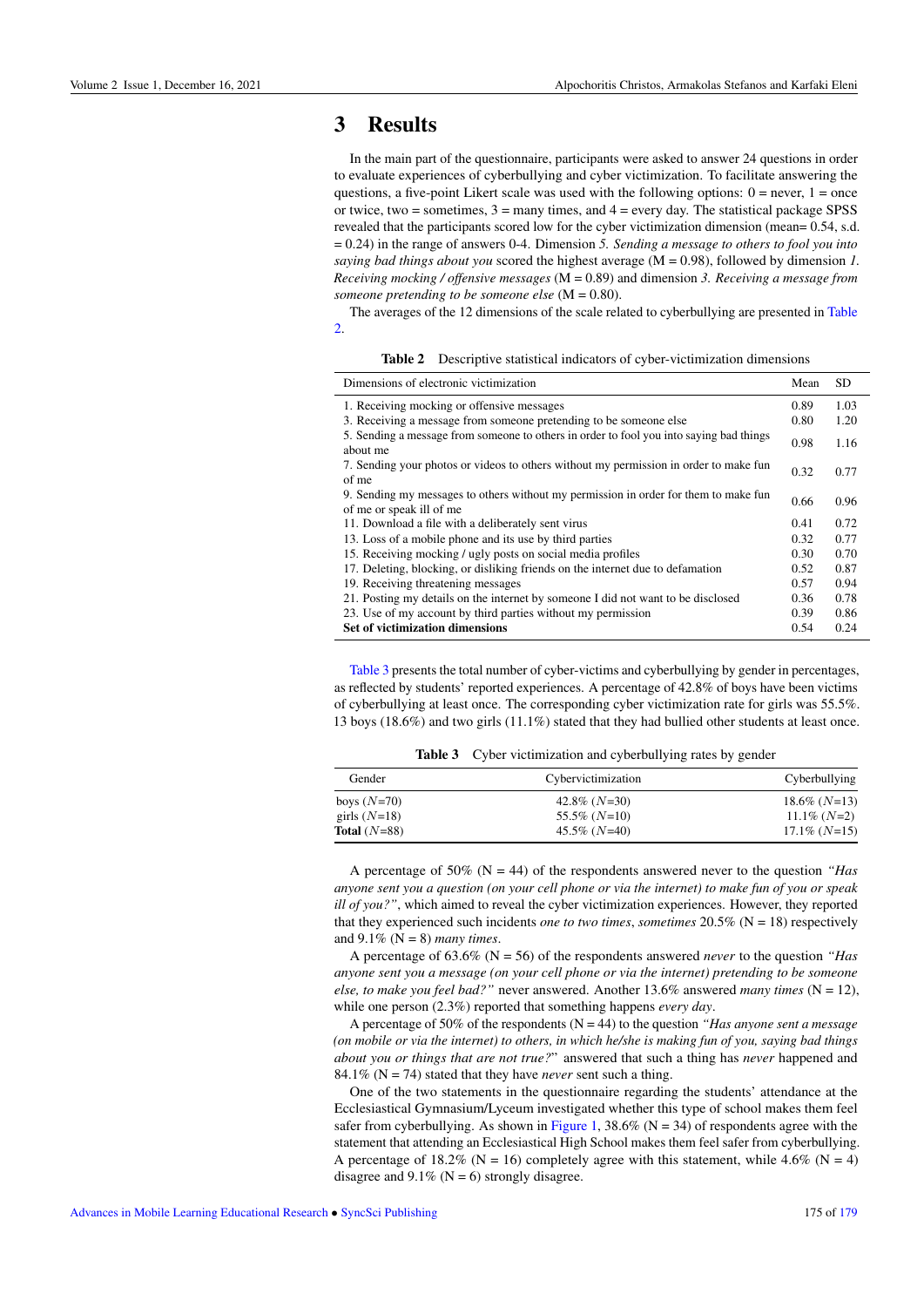# 3 Results

In the main part of the questionnaire, participants were asked to answer 24 questions in order to evaluate experiences of cyberbullying and cyber victimization. To facilitate answering the questions, a five-point Likert scale was used with the following options: 0 = never, 1 = once or twice, two = sometimes, 3 = many times, and 4 = every day. The statistical package SPSS revealed that the participants scored low for the cyber victimization dimension (mean= 0.54, s.d. = 0.24) in the range of answers 0-4. Dimension *5. Sending a message to others to fool you into saying bad things about you* scored the highest average (M = 0.98), followed by dimension *1. Receiving mocking / offensive messages* (M = 0.89) and dimension *3. Receiving a message from someone pretending to be someone else* (M = 0.80).

The averages of the 12 dimensions of the scale related to cyberbullying are presented in Table 2.

**Table 2** Descriptive statistical indicators of cyber-victimization dimensions

| Dimensions of electronic victimization | Mean | SD |
|---|---|---|
| 1. Receiving mocking or offensive messages | 0.89 | 1.03 |
| 3. Receiving a message from someone pretending to be someone else | 0.80 | 1.20 |
| 5. Sending a message from someone to others in order to fool you into saying bad things about me | 0.98 | 1.16 |
| 7. Sending your photos or videos to others without my permission in order to make fun of me | 0.32 | 0.77 |
| 9. Sending my messages to others without my permission in order for them to make fun of me or speak ill of me | 0.66 | 0.96 |
| 11. Download a file with a deliberately sent virus | 0.41 | 0.72 |
| 13. Loss of a mobile phone and its use by third parties | 0.32 | 0.77 |
| 15. Receiving mocking / ugly posts on social media profiles | 0.30 | 0.70 |
| 17. Deleting, blocking, or disliking friends on the internet due to defamation | 0.52 | 0.87 |
| 19. Receiving threatening messages | 0.57 | 0.94 |
| 21. Posting my details on the internet by someone I did not want to be disclosed | 0.36 | 0.78 |
| 23. Use of my account by third parties without my permission | 0.39 | 0.86 |
| **Set of victimization dimensions** | 0.54 | 0.24 |

Table 3 presents the total number of cyber-victims and cyberbullying by gender in percentages, as reflected by students' reported experiences. A percentage of 42.8% of boys have been victims of cyberbullying at least once. The corresponding cyber victimization rate for girls was 55.5%. 13 boys (18.6%) and two girls (11.1%) stated that they had bullied other students at least once.

**Table 3** Cyber victimization and cyberbullying rates by gender

| Gender | Cybervictimization | Cyberbullying |
|---|---|---|
| boys ($N$=70) | 42.8% ($N$=30) | 18.6% ($N$=13) |
| girls ($N$=18) | 55.5% ($N$=10) | 11.1% ($N$=2) |
| **Total** ($N$=88) | 45.5% ($N$=40) | 17.1% ($N$=15) |

A percentage of 50% (N = 44) of the respondents answered never to the question *"Has anyone sent you a question (on your cell phone or via the internet) to make fun of you or speak ill of you?"*, which aimed to reveal the cyber victimization experiences. However, they reported that they experienced such incidents *one to two times*, *sometimes* 20.5% (N = 18) respectively and 9.1% (N = 8) *many times*.

A percentage of 63.6% (N = 56) of the respondents answered *never* to the question *"Has anyone sent you a message (on your cell phone or via the internet) pretending to be someone else, to make you feel bad?"* never answered. Another 13.6% answered *many times* (N = 12), while one person (2.3%) reported that something happens *every day*.

A percentage of 50% of the respondents (N = 44) to the question *"Has anyone sent a message (on mobile or via the internet) to others, in which he/she is making fun of you, saying bad things about you or things that are not true?"* answered that such a thing has *never* happened and 84.1% (N = 74) stated that they have *never* sent such a thing.

One of the two statements in the questionnaire regarding the students' attendance at the Ecclesiastical Gymnasium/Lyceum investigated whether this type of school makes them feel safer from cyberbullying. As shown in Figure 1, 38.6% (N = 34) of respondents agree with the statement that attending an Ecclesiastical High School makes them feel safer from cyberbullying. A percentage of 18.2% (N = 16) completely agree with this statement, while 4.6% (N = 4) disagree and 9.1% (N = 6) strongly disagree.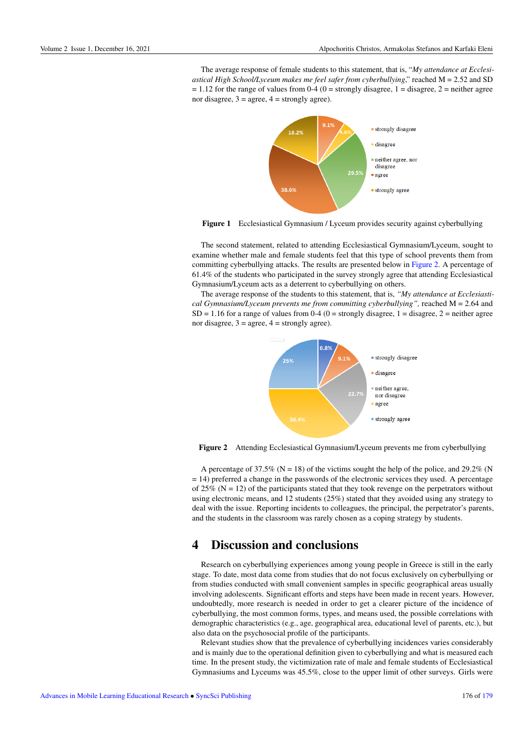The average response of female students to this statement, that is, "*My attendance at Ecclesiastical High School/Lyceum makes me feel safer from cyberbullying*," reached M = 2.52 and SD = 1.12 for the range of values from 0-4 (0 = strongly disagree, 1 = disagree, 2 = neither agree nor disagree, 3 = agree, 4 = strongly agree).

**Figure 1** Ecclesiastical Gymnasium / Lyceum provides security against cyberbullying

The second statement, related to attending Ecclesiastical Gymnasium/Lyceum, sought to examine whether male and female students feel that this type of school prevents them from committing cyberbullying attacks. The results are presented below in Figure 2. A percentage of 61.4% of the students who participated in the survey strongly agree that attending Ecclesiastical Gymnasium/Lyceum acts as a deterrent to cyberbullying on others.

The average response of the students to this statement, that is, *"My attendance at Ecclesiastical Gymnasium/Lyceum prevents me from committing cyberbullying",* reached M = 2.64 and SD = 1.16 for a range of values from 0-4 (0 = strongly disagree, 1 = disagree, 2 = neither agree nor disagree, 3 = agree, 4 = strongly agree).

**Figure 2** Attending Ecclesiastical Gymnasium/Lyceum prevents me from cyberbullying

A percentage of 37.5% (N = 18) of the victims sought the help of the police, and 29.2% (N = 14) preferred a change in the passwords of the electronic services they used. A percentage of 25% (N = 12) of the participants stated that they took revenge on the perpetrators without using electronic means, and 12 students (25%) stated that they avoided using any strategy to deal with the issue. Reporting incidents to colleagues, the principal, the perpetrator's parents, and the students in the classroom was rarely chosen as a coping strategy by students.

# 4 Discussion and conclusions

Research on cyberbullying experiences among young people in Greece is still in the early stage. To date, most data come from studies that do not focus exclusively on cyberbullying or from studies conducted with small convenient samples in specific geographical areas usually involving adolescents. Significant efforts and steps have been made in recent years. However, undoubtedly, more research is needed in order to get a clearer picture of the incidence of cyberbullying, the most common forms, types, and means used, the possible correlations with demographic characteristics (e.g., age, geographical area, educational level of parents, etc.), but also data on the psychosocial profile of the participants.

Relevant studies show that the prevalence of cyberbullying incidences varies considerably and is mainly due to the operational definition given to cyberbullying and what is measured each time. In the present study, the victimization rate of male and female students of Ecclesiastical Gymnasiums and Lyceums was 45.5%, close to the upper limit of other surveys. Girls were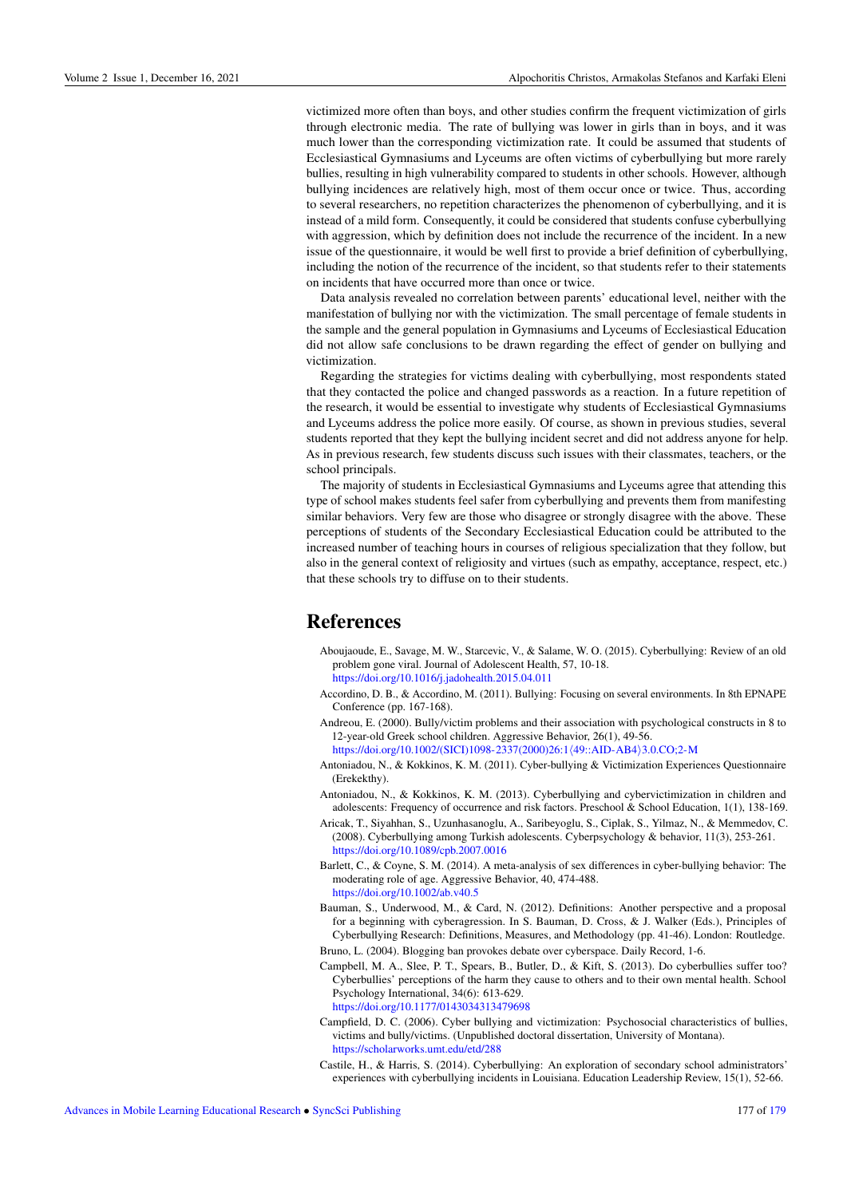victimized more often than boys, and other studies confirm the frequent victimization of girls through electronic media. The rate of bullying was lower in girls than in boys, and it was much lower than the corresponding victimization rate. It could be assumed that students of Ecclesiastical Gymnasiums and Lyceums are often victims of cyberbullying but more rarely bullies, resulting in high vulnerability compared to students in other schools. However, although bullying incidences are relatively high, most of them occur once or twice. Thus, according to several researchers, no repetition characterizes the phenomenon of cyberbullying, and it is instead of a mild form. Consequently, it could be considered that students confuse cyberbullying with aggression, which by definition does not include the recurrence of the incident. In a new issue of the questionnaire, it would be well first to provide a brief definition of cyberbullying, including the notion of the recurrence of the incident, so that students refer to their statements on incidents that have occurred more than once or twice.

Data analysis revealed no correlation between parents' educational level, neither with the manifestation of bullying nor with the victimization. The small percentage of female students in the sample and the general population in Gymnasiums and Lyceums of Ecclesiastical Education did not allow safe conclusions to be drawn regarding the effect of gender on bullying and victimization.

Regarding the strategies for victims dealing with cyberbullying, most respondents stated that they contacted the police and changed passwords as a reaction. In a future repetition of the research, it would be essential to investigate why students of Ecclesiastical Gymnasiums and Lyceums address the police more easily. Of course, as shown in previous studies, several students reported that they kept the bullying incident secret and did not address anyone for help. As in previous research, few students discuss such issues with their classmates, teachers, or the school principals.

The majority of students in Ecclesiastical Gymnasiums and Lyceums agree that attending this type of school makes students feel safer from cyberbullying and prevents them from manifesting similar behaviors. Very few are those who disagree or strongly disagree with the above. These perceptions of students of the Secondary Ecclesiastical Education could be attributed to the increased number of teaching hours in courses of religious specialization that they follow, but also in the general context of religiosity and virtues (such as empathy, acceptance, respect, etc.) that these schools try to diffuse on to their students.

# References

Aboujaoude, E., Savage, M. W., Starcevic, V., & Salame, W. O. (2015). Cyberbullying: Review of an old problem gone viral. Journal of Adolescent Health, 57, 10-18. https://doi.org/10.1016/j.jadohealth.2015.04.011

Accordino, D. B., & Accordino, M. (2011). Bullying: Focusing on several environments. In 8th EPNAPE Conference (pp. 167-168).

Andreou, E. (2000). Bully/victim problems and their association with psychological constructs in 8 to 12-year-old Greek school children. Aggressive Behavior, 26(1), 49-56. https://doi.org/10.1002/(SICI)1098-2337(2000)26:1⟨49::AID-AB4⟩3.0.CO;2-M

Antoniadou, N., & Kokkinos, K. M. (2011). Cyber-bullying & Victimization Experiences Questionnaire (Erekekthy).

Antoniadou, N., & Kokkinos, K. M. (2013). Cyberbullying and cybervictimization in children and adolescents: Frequency of occurrence and risk factors. Preschool & School Education, 1(1), 138-169.

Aricak, T., Siyahhan, S., Uzunhasanoglu, A., Saribeyoglu, S., Ciplak, S., Yilmaz, N., & Memmedov, C. (2008). Cyberbullying among Turkish adolescents. Cyberpsychology & behavior, 11(3), 253-261. https://doi.org/10.1089/cpb.2007.0016

Barlett, C., & Coyne, S. M. (2014). A meta-analysis of sex differences in cyber-bullying behavior: The moderating role of age. Aggressive Behavior, 40, 474-488. https://doi.org/10.1002/ab.v40.5

Bauman, S., Underwood, M., & Card, N. (2012). Definitions: Another perspective and a proposal for a beginning with cyberagression. In S. Bauman, D. Cross, & J. Walker (Eds.), Principles of Cyberbullying Research: Definitions, Measures, and Methodology (pp. 41-46). London: Routledge.

Bruno, L. (2004). Blogging ban provokes debate over cyberspace. Daily Record, 1-6.

Campbell, M. A., Slee, P. T., Spears, B., Butler, D., & Kift, S. (2013). Do cyberbullies suffer too? Cyberbullies' perceptions of the harm they cause to others and to their own mental health. School Psychology International, 34(6): 613-629. https://doi.org/10.1177/0143034313479698

Campfield, D. C. (2006). Cyber bullying and victimization: Psychosocial characteristics of bullies, victims and bully/victims. (Unpublished doctoral dissertation, University of Montana). https://scholarworks.umt.edu/etd/288

Castile, H., & Harris, S. (2014). Cyberbullying: An exploration of secondary school administrators' experiences with cyberbullying incidents in Louisiana. Education Leadership Review, 15(1), 52-66.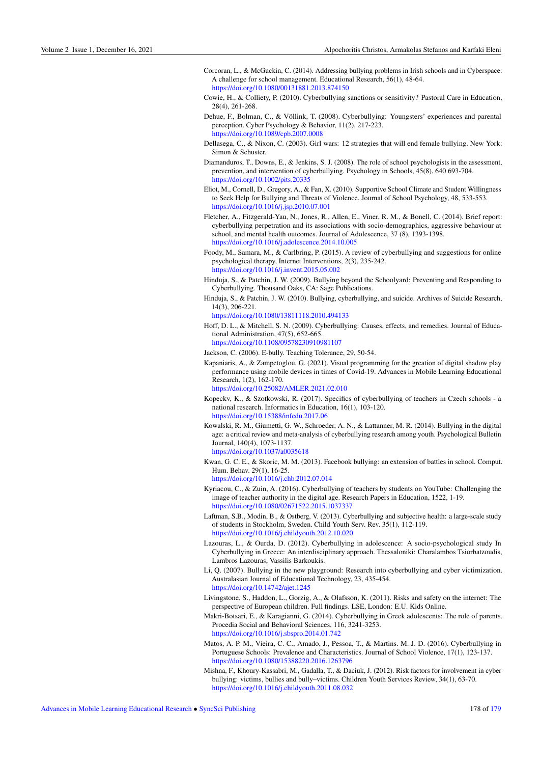Corcoran, L., & McGuckin, C. (2014). Addressing bullying problems in Irish schools and in Cyberspace: A challenge for school management. Educational Research, 56(1), 48-64. https://doi.org/10.1080/00131881.2013.874150

Cowie, H., & Colliety, P. (2010). Cyberbullying sanctions or sensitivity? Pastoral Care in Education, 28(4), 261-268.

Dehue, F., Bolman, C., & Völlink, T. (2008). Cyberbullying: Youngsters' experiences and parental perception. Cyber Psychology & Behavior, 11(2), 217-223. https://doi.org/10.1089/cpb.2007.0008

Dellasega, C., & Nixon, C. (2003). Girl wars: 12 strategies that will end female bullying. New York: Simon & Schuster.

Diamanduros, T., Downs, E., & Jenkins, S. J. (2008). The role of school psychologists in the assessment, prevention, and intervention of cyberbullying. Psychology in Schools, 45(8), 640 693-704. https://doi.org/10.1002/pits.20335

Eliot, M., Cornell, D., Gregory, A., & Fan, X. (2010). Supportive School Climate and Student Willingness to Seek Help for Bullying and Threats of Violence. Journal of School Psychology, 48, 533-553. https://doi.org/10.1016/j.jsp.2010.07.001

Fletcher, A., Fitzgerald-Yau, N., Jones, R., Allen, E., Viner, R. M., & Bonell, C. (2014). Brief report: cyberbullying perpetration and its associations with socio-demographics, aggressive behaviour at school, and mental health outcomes. Journal of Adolescence, 37 (8), 1393-1398. https://doi.org/10.1016/j.adolescence.2014.10.005

Foody, M., Samara, M., & Carlbring, P. (2015). A review of cyberbullying and suggestions for online psychological therapy, Internet Interventions, 2(3), 235-242. https://doi.org/10.1016/j.invent.2015.05.002

Hinduja, S., & Patchin, J. W. (2009). Bullying beyond the Schoolyard: Preventing and Responding to Cyberbullying. Thousand Oaks, CA: Sage Publications.

Hinduja, S., & Patchin, J. W. (2010). Bullying, cyberbullying, and suicide. Archives of Suicide Research, 14(3), 206-221. https://doi.org/10.1080/13811118.2010.494133

Hoff, D. L., & Mitchell, S. N. (2009). Cyberbullying: Causes, effects, and remedies. Journal of Educational Administration, 47(5), 652-665. https://doi.org/10.1108/09578230910981107

Jackson, C. (2006). E-bully. Teaching Tolerance, 29, 50-54.

Kapaniaris, A., & Zampetoglou, G. (2021). Visual programming for the greation of digital shadow play performance using mobile devices in times of Covid-19. Advances in Mobile Learning Educational Research, 1(2), 162-170. https://doi.org/10.25082/AMLER.2021.02.010

Kopeckv, K., & Szotkowski, R. (2017). Specifics of cyberbullying of teachers in Czech schools - a national research. Informatics in Education, 16(1), 103-120. https://doi.org/10.15388/infedu.2017.06

Kowalski, R. M., Giumetti, G. W., Schroeder, A. N., & Lattanner, M. R. (2014). Bullying in the digital age: a critical review and meta-analysis of cyberbullying research among youth. Psychological Bulletin Journal, 140(4), 1073-1137. https://doi.org/10.1037/a0035618

Kwan, G. C. E., & Skoric, M. M. (2013). Facebook bullying: an extension of battles in school. Comput. Hum. Behav. 29(1), 16-25. https://doi.org/10.1016/j.chb.2012.07.014

Kyriacou, C., & Zuin, A. (2016). Cyberbullying of teachers by students on YouTube: Challenging the image of teacher authority in the digital age. Research Papers in Education, 1522, 1-19. https://doi.org/10.1080/02671522.2015.1037337

Laftman, S.B., Modin, B., & Ostberg, V. (2013). Cyberbullying and subjective health: a large-scale study of students in Stockholm, Sweden. Child Youth Serv. Rev. 35(1), 112-119. https://doi.org/10.1016/j.childyouth.2012.10.020

Lazouras, L., & Ourda, D. (2012). Cyberbullying in adolescence: A socio-psychological study In Cyberbullying in Greece: An interdisciplinary approach. Thessaloniki: Charalambos Tsiorbatzoudis, Lambros Lazouras, Vassilis Barkoukis.

Li, Q. (2007). Bullying in the new playground: Research into cyberbullying and cyber victimization. Australasian Journal of Educational Technology, 23, 435-454. https://doi.org/10.14742/ajet.1245

Livingstone, S., Haddon, L., Gorzig, A., & Olafsson, K. (2011). Risks and safety on the internet: The perspective of European children. Full findings. LSE, London: E.U. Kids Online.

Makri-Botsari, E., & Karagianni, G. (2014). Cyberbullying in Greek adolescents: The role of parents. Procedia Social and Behavioral Sciences, 116, 3241-3253. https://doi.org/10.1016/j.sbspro.2014.01.742

Matos, A. P. M., Vieira, C. C., Amado, J., Pessoa, T., & Martins. M. J. D. (2016). Cyberbullying in Portuguese Schools: Prevalence and Characteristics. Journal of School Violence, 17(1), 123-137. https://doi.org/10.1080/15388220.2016.1263796

Mishna, F., Khoury-Kassabri, M., Gadalla, T., & Daciuk, J. (2012). Risk factors for involvement in cyber bullying: victims, bullies and bully–victims. Children Youth Services Review, 34(1), 63-70. https://doi.org/10.1016/j.childyouth.2011.08.032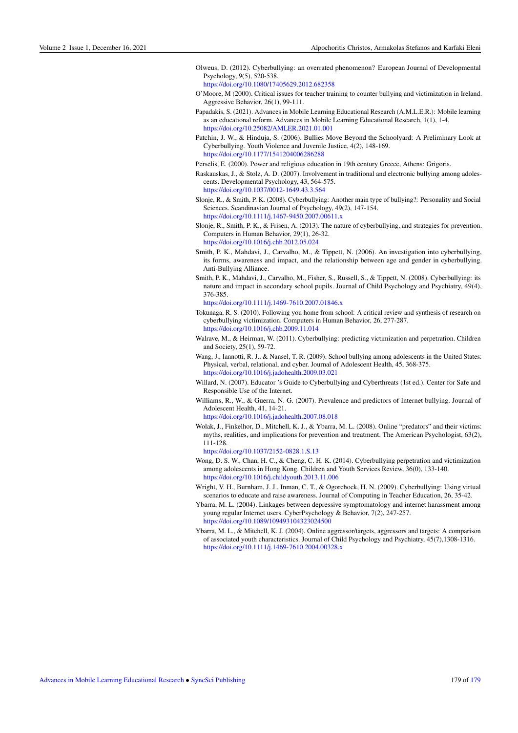Olweus, D. (2012). Cyberbullying: an overrated phenomenon? European Journal of Developmental Psychology, 9(5), 520-538.
https://doi.org/10.1080/17405629.2012.682358

O'Moore, M (2000). Critical issues for teacher training to counter bullying and victimization in Ireland. Aggressive Behavior, 26(1), 99-111.

Papadakis, S. (2021). Advances in Mobile Learning Educational Research (A.M.L.E.R.): Mobile learning as an educational reform. Advances in Mobile Learning Educational Research, 1(1), 1-4.
https://doi.org/10.25082/AMLER.2021.01.001

Patchin, J. W., & Hinduja, S. (2006). Bullies Move Beyond the Schoolyard: A Preliminary Look at Cyberbullying. Youth Violence and Juvenile Justice, 4(2), 148-169.
https://doi.org/10.1177/1541204006286288

Perselis, E. (2000). Power and religious education in 19th century Greece, Athens: Grigoris.

Raskauskas, J., & Stolz, A. D. (2007). Involvement in traditional and electronic bullying among adolescents. Developmental Psychology, 43, 564-575.
https://doi.org/10.1037/0012-1649.43.3.564

Slonje, R., & Smith, P. K. (2008). Cyberbullying: Another main type of bullying?: Personality and Social Sciences. Scandinavian Journal of Psychology, 49(2), 147-154.
https://doi.org/10.1111/j.1467-9450.2007.00611.x

Slonje, R., Smith, P. K., & Frisen, A. (2013). The nature of cyberbullying, and strategies for prevention. Computers in Human Behavior, 29(1), 26-32.
https://doi.org/10.1016/j.chb.2012.05.024

Smith, P. K., Mahdavi, J., Carvalho, M., & Tippett, N. (2006). An investigation into cyberbullying, its forms, awareness and impact, and the relationship between age and gender in cyberbullying. Anti-Bullying Alliance.

Smith, P. K., Mahdavi, J., Carvalho, M., Fisher, S., Russell, S., & Tippett, N. (2008). Cyberbullying: its nature and impact in secondary school pupils. Journal of Child Psychology and Psychiatry, 49(4), 376-385.
https://doi.org/10.1111/j.1469-7610.2007.01846.x

Tokunaga, R. S. (2010). Following you home from school: A critical review and synthesis of research on cyberbullying victimization. Computers in Human Behavior, 26, 277-287.
https://doi.org/10.1016/j.chb.2009.11.014

Walrave, M., & Heirman, W. (2011). Cyberbullying: predicting victimization and perpetration. Children and Society, 25(1), 59-72.

Wang, J., Iannotti, R. J., & Nansel, T. R. (2009). School bullying among adolescents in the United States: Physical, verbal, relational, and cyber. Journal of Adolescent Health, 45, 368-375.
https://doi.org/10.1016/j.jadohealth.2009.03.021

Willard, N. (2007). Educator 's Guide to Cyberbullying and Cyberthreats (1st ed.). Center for Safe and Responsible Use of the Internet.

Williams, R., W., & Guerra, N. G. (2007). Prevalence and predictors of Internet bullying. Journal of Adolescent Health, 41, 14-21.
https://doi.org/10.1016/j.jadohealth.2007.08.018

Wolak, J., Finkelhor, D., Mitchell, K. J., & Ybarra, M. L. (2008). Online "predators" and their victims: myths, realities, and implications for prevention and treatment. The American Psychologist, 63(2), 111-128.
https://doi.org/10.1037/2152-0828.1.S.13

Wong, D. S. W., Chan, H. C., & Cheng, C. H. K. (2014). Cyberbullying perpetration and victimization among adolescents in Hong Kong. Children and Youth Services Review, 36(0), 133-140.
https://doi.org/10.1016/j.childyouth.2013.11.006

Wright, V. H., Burnham, J. J., Inman, C. T., & Ogorchock, H. N. (2009). Cyberbullying: Using virtual scenarios to educate and raise awareness. Journal of Computing in Teacher Education, 26, 35-42.

Ybarra, M. L. (2004). Linkages between depressive symptomatology and internet harassment among young regular Internet users. CyberPsychology & Behavior, 7(2), 247-257.
https://doi.org/10.1089/109493104323024500

Ybarra, M. L., & Mitchell, K. J. (2004). Online aggressor/targets, aggressors and targets: A comparison of associated youth characteristics. Journal of Child Psychology and Psychiatry, 45(7),1308-1316.
https://doi.org/10.1111/j.1469-7610.2004.00328.x